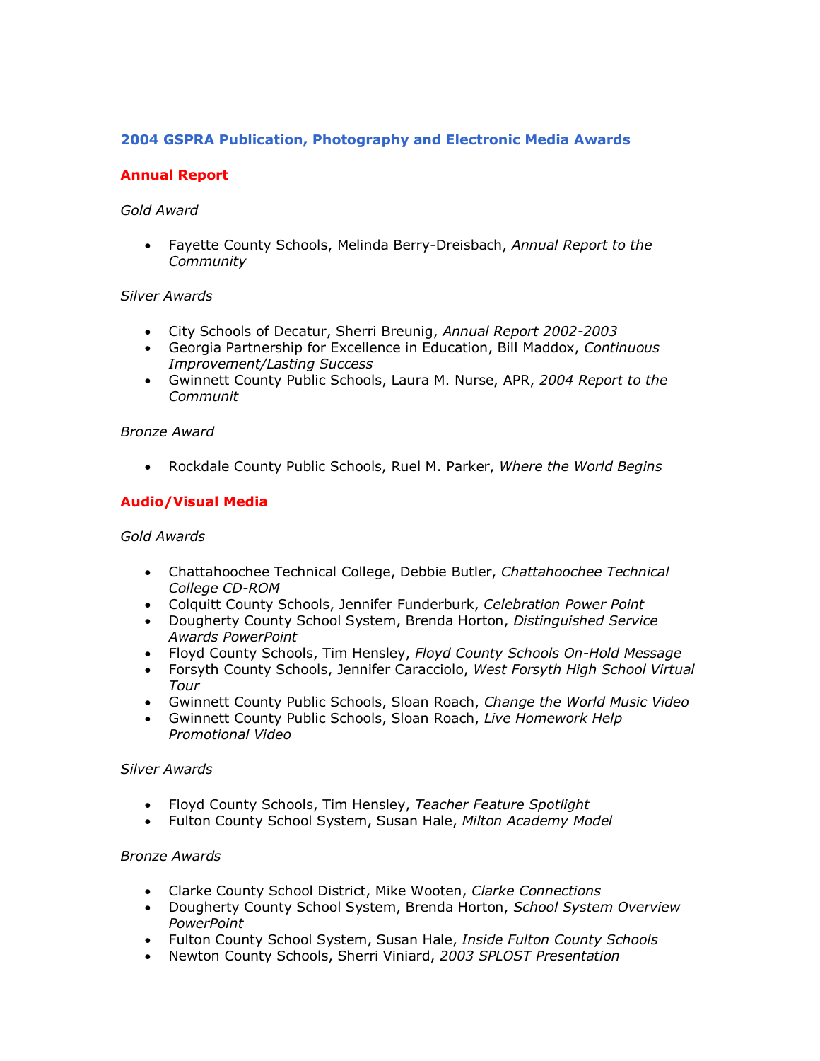# 2004 GSPRA Publication, Photography and Electronic Media Awards

## Annual Report

*Gold Award*

- Fayette County Schools, Melinda Berry-Dreisbach, *Annual Report to the Community*

*Silver Awards*

- City Schools of Decatur, Sherri Breunig, *Annual Report 2002-2003*
- Georgia Partnership for Excellence in Education, Bill Maddox, *Continuous Improvement/Lasting Success*
- Gwinnett County Public Schools, Laura M. Nurse, APR, *2004 Report to the Communit*

*Bronze Award*

- Rockdale County Public Schools, Ruel M. Parker, *Where the World Begins*

## Audio/Visual Media

*Gold Awards*

- Chattahoochee Technical College, Debbie Butler, *Chattahoochee Technical College CD-ROM*
- Colquitt County Schools, Jennifer Funderburk, *Celebration Power Point*
- Dougherty County School System, Brenda Horton, *Distinguished Service Awards PowerPoint*
- Floyd County Schools, Tim Hensley, *Floyd County Schools On-Hold Message*
- Forsyth County Schools, Jennifer Caracciolo, *West Forsyth High School Virtual Tour*
- Gwinnett County Public Schools, Sloan Roach, *Change the World Music Video*
- Gwinnett County Public Schools, Sloan Roach, *Live Homework Help Promotional Video*

*Silver Awards*

- Floyd County Schools, Tim Hensley, *Teacher Feature Spotlight*
- Fulton County School System, Susan Hale, *Milton Academy Model*

*Bronze Awards*

- Clarke County School District, Mike Wooten, *Clarke Connections*
- Dougherty County School System, Brenda Horton, *School System Overview PowerPoint*
- Fulton County School System, Susan Hale, *Inside Fulton County Schools*
- Newton County Schools, Sherri Viniard, *2003 SPLOST Presentation*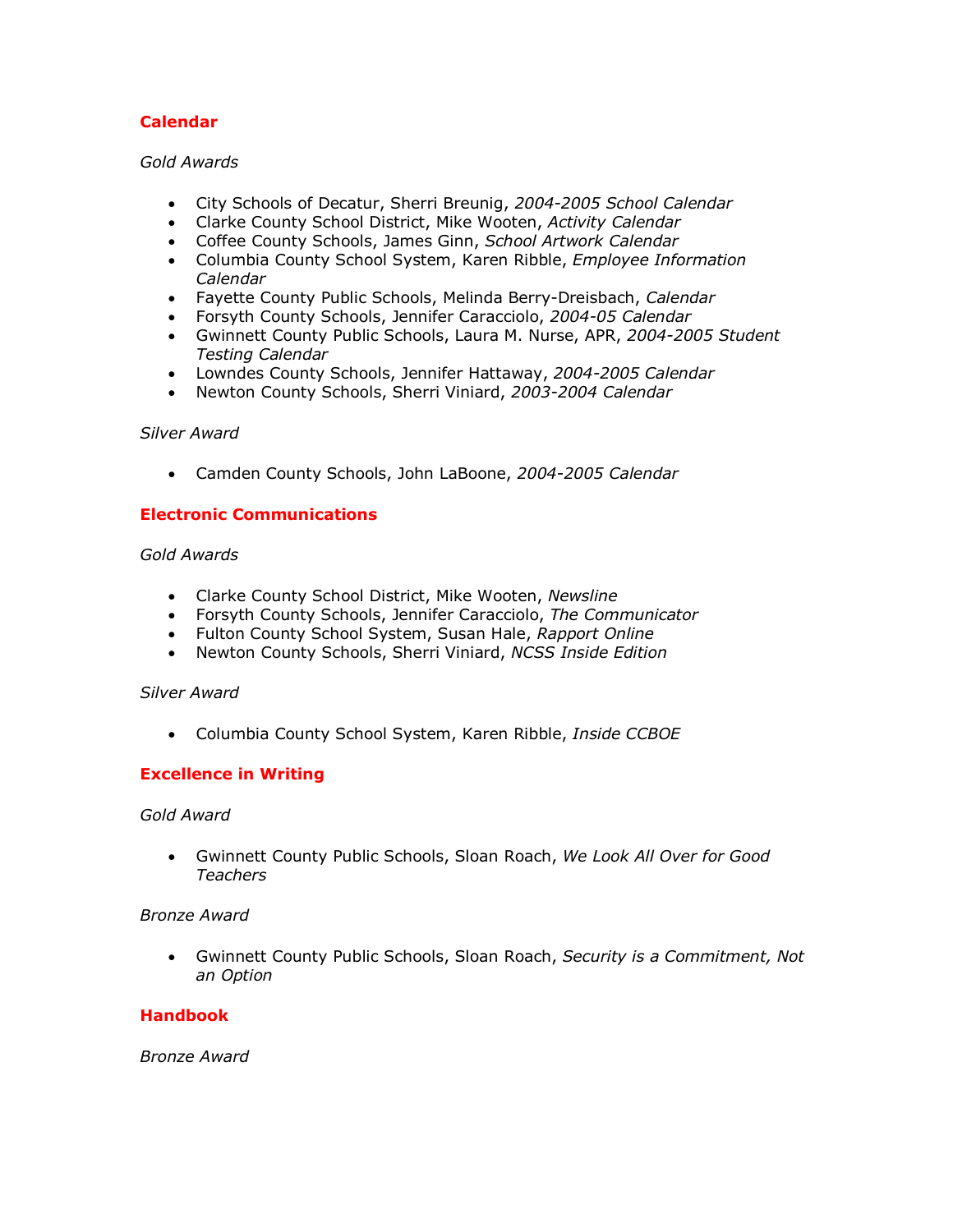## Calendar

*Gold Awards*

- City Schools of Decatur, Sherri Breunig, *2004-2005 School Calendar*
- Clarke County School District, Mike Wooten, *Activity Calendar*
- Coffee County Schools, James Ginn, *School Artwork Calendar*
- Columbia County School System, Karen Ribble, *Employee Information Calendar*
- Fayette County Public Schools, Melinda Berry-Dreisbach, *Calendar*
- Forsyth County Schools, Jennifer Caracciolo, *2004-05 Calendar*
- Gwinnett County Public Schools, Laura M. Nurse, APR, *2004-2005 Student Testing Calendar*
- Lowndes County Schools, Jennifer Hattaway, *2004-2005 Calendar*
- Newton County Schools, Sherri Viniard, *2003-2004 Calendar*

*Silver Award*

- Camden County Schools, John LaBoone, *2004-2005 Calendar*

## Electronic Communications

*Gold Awards*

- Clarke County School District, Mike Wooten, *Newsline*
- Forsyth County Schools, Jennifer Caracciolo, *The Communicator*
- Fulton County School System, Susan Hale, *Rapport Online*
- Newton County Schools, Sherri Viniard, *NCSS Inside Edition*

*Silver Award*

- Columbia County School System, Karen Ribble, *Inside CCBOE*

## Excellence in Writing

*Gold Award*

- Gwinnett County Public Schools, Sloan Roach, *We Look All Over for Good Teachers*

*Bronze Award*

- Gwinnett County Public Schools, Sloan Roach, *Security is a Commitment, Not an Option*

## Handbook

*Bronze Award*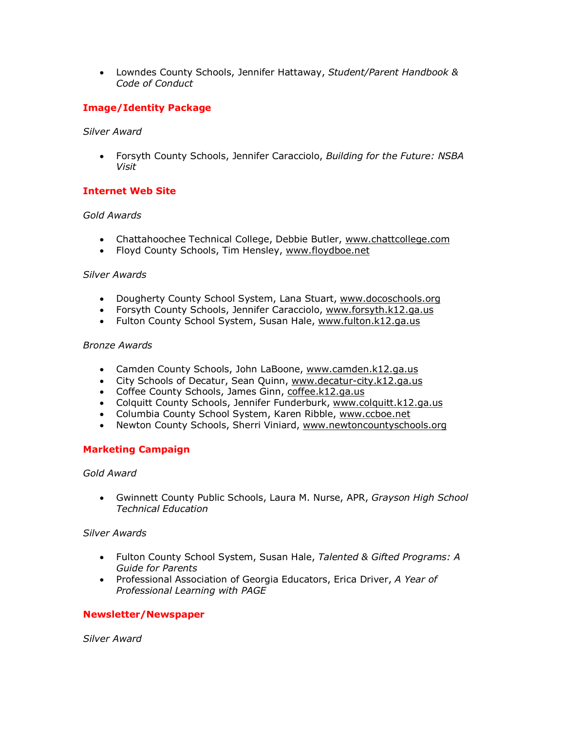- Lowndes County Schools, Jennifer Hattaway, *Student/Parent Handbook & Code of Conduct*

## Image/Identity Package

*Silver Award*

- Forsyth County Schools, Jennifer Caracciolo, *Building for the Future: NSBA Visit*

## Internet Web Site

*Gold Awards*

- Chattahoochee Technical College, Debbie Butler, www.chattcollege.com
- Floyd County Schools, Tim Hensley, www.floydboe.net

*Silver Awards*

- Dougherty County School System, Lana Stuart, www.docoschools.org
- Forsyth County Schools, Jennifer Caracciolo, www.forsyth.k12.ga.us
- Fulton County School System, Susan Hale, www.fulton.k12.ga.us

*Bronze Awards*

- Camden County Schools, John LaBoone, www.camden.k12.ga.us
- City Schools of Decatur, Sean Quinn, www.decatur-city.k12.ga.us
- Coffee County Schools, James Ginn, coffee.k12.ga.us
- Colquitt County Schools, Jennifer Funderburk, www.colquitt.k12.ga.us
- Columbia County School System, Karen Ribble, www.ccboe.net
- Newton County Schools, Sherri Viniard, www.newtoncountyschools.org

## Marketing Campaign

*Gold Award*

- Gwinnett County Public Schools, Laura M. Nurse, APR, *Grayson High School Technical Education*

*Silver Awards*

- Fulton County School System, Susan Hale, *Talented & Gifted Programs: A Guide for Parents*
- Professional Association of Georgia Educators, Erica Driver, *A Year of Professional Learning with PAGE*

## Newsletter/Newspaper

*Silver Award*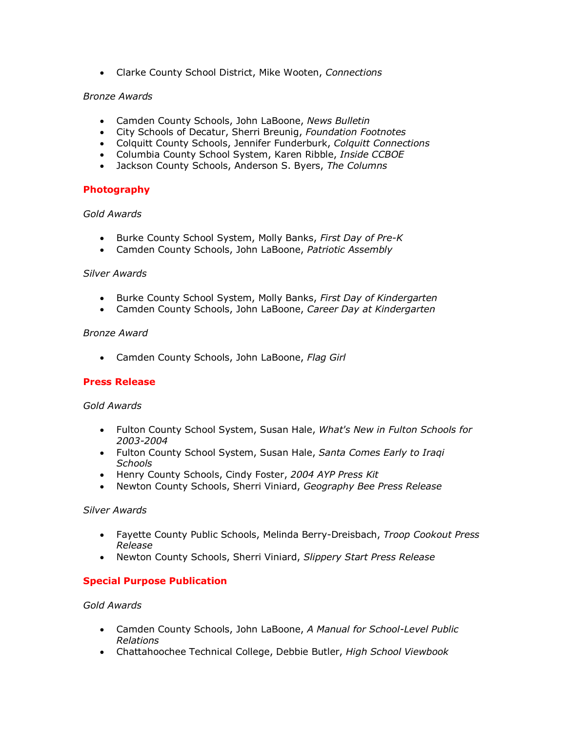- Clarke County School District, Mike Wooten, *Connections*

*Bronze Awards*

- Camden County Schools, John LaBoone, *News Bulletin*
- City Schools of Decatur, Sherri Breunig, *Foundation Footnotes*
- Colquitt County Schools, Jennifer Funderburk, *Colquitt Connections*
- Columbia County School System, Karen Ribble, *Inside CCBOE*
- Jackson County Schools, Anderson S. Byers, *The Columns*

### Photography

*Gold Awards*

- Burke County School System, Molly Banks, *First Day of Pre-K*
- Camden County Schools, John LaBoone, *Patriotic Assembly*

*Silver Awards*

- Burke County School System, Molly Banks, *First Day of Kindergarten*
- Camden County Schools, John LaBoone, *Career Day at Kindergarten*

*Bronze Award*

- Camden County Schools, John LaBoone, *Flag Girl*

### Press Release

*Gold Awards*

- Fulton County School System, Susan Hale, *What's New in Fulton Schools for 2003-2004*
- Fulton County School System, Susan Hale, *Santa Comes Early to Iraqi Schools*
- Henry County Schools, Cindy Foster, *2004 AYP Press Kit*
- Newton County Schools, Sherri Viniard, *Geography Bee Press Release*

*Silver Awards*

- Fayette County Public Schools, Melinda Berry-Dreisbach, *Troop Cookout Press Release*
- Newton County Schools, Sherri Viniard, *Slippery Start Press Release*

### Special Purpose Publication

*Gold Awards*

- Camden County Schools, John LaBoone, *A Manual for School-Level Public Relations*
- Chattahoochee Technical College, Debbie Butler, *High School Viewbook*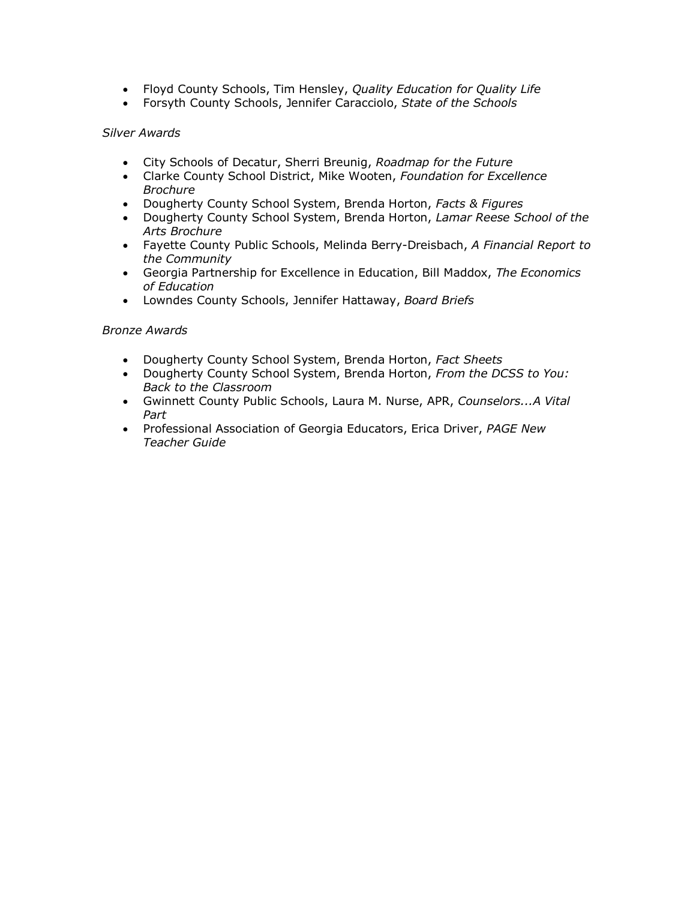- Floyd County Schools, Tim Hensley, *Quality Education for Quality Life*
- Forsyth County Schools, Jennifer Caracciolo, *State of the Schools*

*Silver Awards*

- City Schools of Decatur, Sherri Breunig, *Roadmap for the Future*
- Clarke County School District, Mike Wooten, *Foundation for Excellence Brochure*
- Dougherty County School System, Brenda Horton, *Facts & Figures*
- Dougherty County School System, Brenda Horton, *Lamar Reese School of the Arts Brochure*
- Fayette County Public Schools, Melinda Berry-Dreisbach, *A Financial Report to the Community*
- Georgia Partnership for Excellence in Education, Bill Maddox, *The Economics of Education*
- Lowndes County Schools, Jennifer Hattaway, *Board Briefs*

*Bronze Awards*

- Dougherty County School System, Brenda Horton, *Fact Sheets*
- Dougherty County School System, Brenda Horton, *From the DCSS to You: Back to the Classroom*
- Gwinnett County Public Schools, Laura M. Nurse, APR, *Counselors...A Vital Part*
- Professional Association of Georgia Educators, Erica Driver, *PAGE New Teacher Guide*